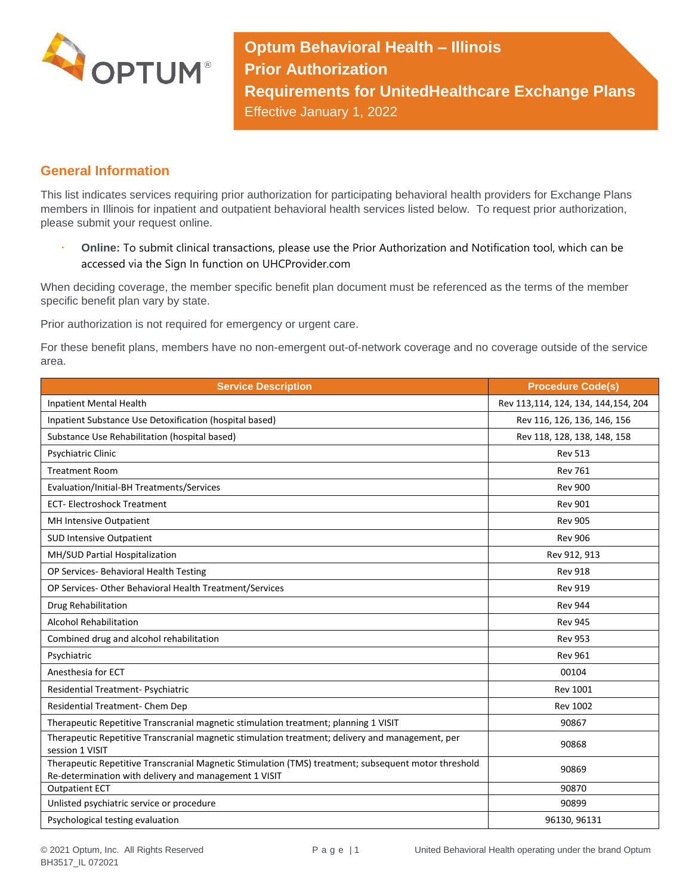# Optum Behavioral Health – Illinois
# Prior Authorization
# Requirements for UnitedHealthcare Exchange Plans

Effective January 1, 2022

## General Information

This list indicates services requiring prior authorization for participating behavioral health providers for Exchange Plans members in Illinois for inpatient and outpatient behavioral health services listed below. To request prior authorization, please submit your request online.

- **Online:** To submit clinical transactions, please use the Prior Authorization and Notification tool, which can be accessed via the Sign In function on UHCProvider.com

When deciding coverage, the member specific benefit plan document must be referenced as the terms of the member specific benefit plan vary by state.

Prior authorization is not required for emergency or urgent care.

For these benefit plans, members have no non-emergent out-of-network coverage and no coverage outside of the service area.

| Service Description | Procedure Code(s) |
|---|---|
| Inpatient Mental Health | Rev 113,114, 124, 134, 144,154, 204 |
| Inpatient Substance Use Detoxification (hospital based) | Rev 116, 126, 136, 146, 156 |
| Substance Use Rehabilitation (hospital based) | Rev 118, 128, 138, 148, 158 |
| Psychiatric Clinic | Rev 513 |
| Treatment Room | Rev 761 |
| Evaluation/Initial-BH Treatments/Services | Rev 900 |
| ECT- Electroshock Treatment | Rev 901 |
| MH Intensive Outpatient | Rev 905 |
| SUD Intensive Outpatient | Rev 906 |
| MH/SUD Partial Hospitalization | Rev 912, 913 |
| OP Services- Behavioral Health Testing | Rev 918 |
| OP Services- Other Behavioral Health Treatment/Services | Rev 919 |
| Drug Rehabilitation | Rev 944 |
| Alcohol Rehabilitation | Rev 945 |
| Combined drug and alcohol rehabilitation | Rev 953 |
| Psychiatric | Rev 961 |
| Anesthesia for ECT | 00104 |
| Residential Treatment- Psychiatric | Rev 1001 |
| Residential Treatment- Chem Dep | Rev 1002 |
| Therapeutic Repetitive Transcranial magnetic stimulation treatment; planning 1 VISIT | 90867 |
| Therapeutic Repetitive Transcranial magnetic stimulation treatment; delivery and management, per session 1 VISIT | 90868 |
| Therapeutic Repetitive Transcranial Magnetic Stimulation (TMS) treatment; subsequent motor threshold Re-determination with delivery and management 1 VISIT | 90869 |
| Outpatient ECT | 90870 |
| Unlisted psychiatric service or procedure | 90899 |
| Psychological testing evaluation | 96130, 96131 |

© 2021 Optum, Inc. All Rights Reserved
BH3517_IL 072021

United Behavioral Health operating under the brand Optum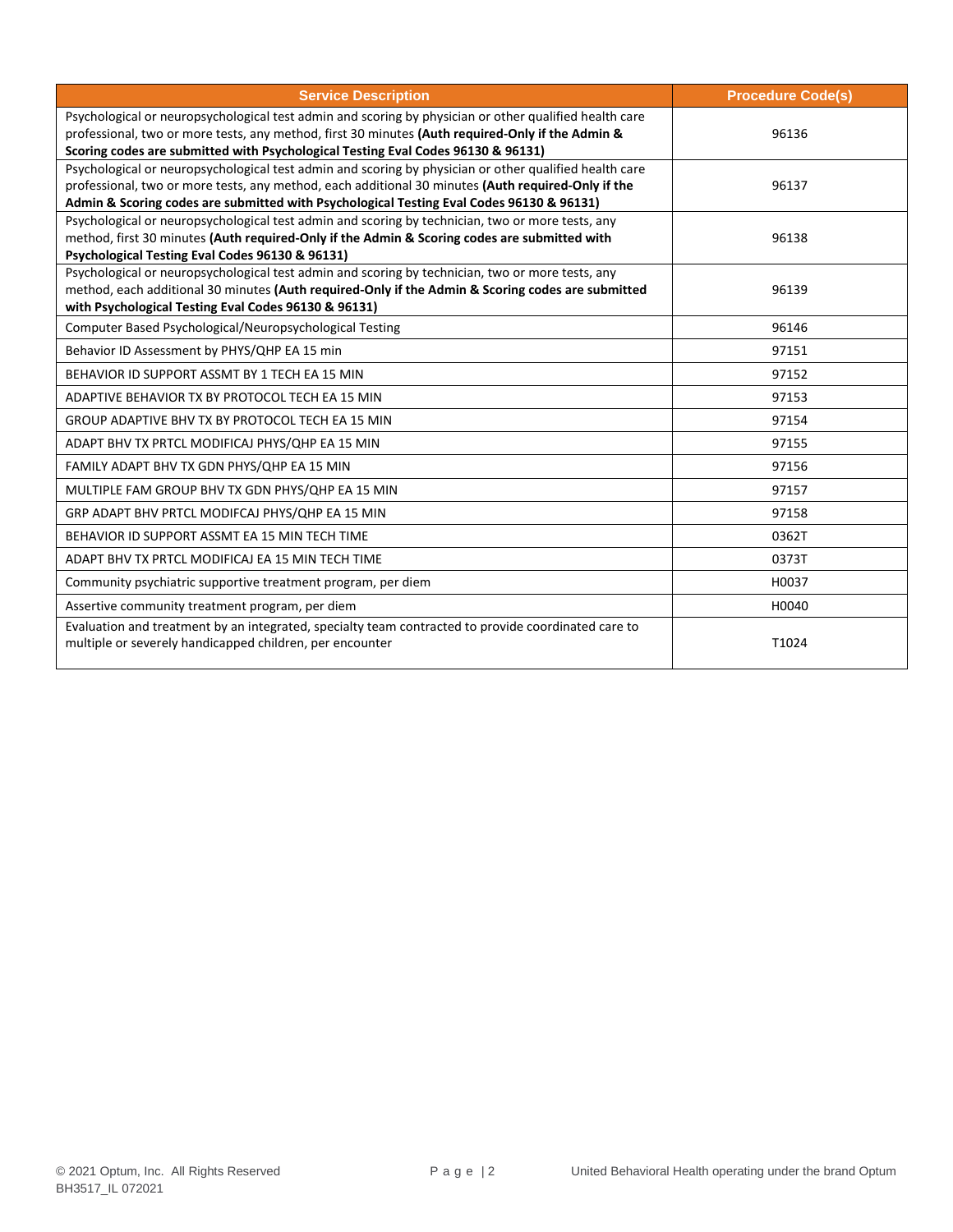| Service Description | Procedure Code(s) |
| --- | --- |
| Psychological or neuropsychological test admin and scoring by physician or other qualified health care professional, two or more tests, any method, first 30 minutes **(Auth required-Only if the Admin & Scoring codes are submitted with Psychological Testing Eval Codes 96130 & 96131)** | 96136 |
| Psychological or neuropsychological test admin and scoring by physician or other qualified health care professional, two or more tests, any method, each additional 30 minutes **(Auth required-Only if the Admin & Scoring codes are submitted with Psychological Testing Eval Codes 96130 & 96131)** | 96137 |
| Psychological or neuropsychological test admin and scoring by technician, two or more tests, any method, first 30 minutes **(Auth required-Only if the Admin & Scoring codes are submitted with Psychological Testing Eval Codes 96130 & 96131)** | 96138 |
| Psychological or neuropsychological test admin and scoring by technician, two or more tests, any method, each additional 30 minutes **(Auth required-Only if the Admin & Scoring codes are submitted with Psychological Testing Eval Codes 96130 & 96131)** | 96139 |
| Computer Based Psychological/Neuropsychological Testing | 96146 |
| Behavior ID Assessment by PHYS/QHP EA 15 min | 97151 |
| BEHAVIOR ID SUPPORT ASSMT BY 1 TECH EA 15 MIN | 97152 |
| ADAPTIVE BEHAVIOR TX BY PROTOCOL TECH EA 15 MIN | 97153 |
| GROUP ADAPTIVE BHV TX BY PROTOCOL TECH EA 15 MIN | 97154 |
| ADAPT BHV TX PRTCL MODIFICAJ PHYS/QHP EA 15 MIN | 97155 |
| FAMILY ADAPT BHV TX GDN PHYS/QHP EA 15 MIN | 97156 |
| MULTIPLE FAM GROUP BHV TX GDN PHYS/QHP EA 15 MIN | 97157 |
| GRP ADAPT BHV PRTCL MODIFCAJ PHYS/QHP EA 15 MIN | 97158 |
| BEHAVIOR ID SUPPORT ASSMT EA 15 MIN TECH TIME | 0362T |
| ADAPT BHV TX PRTCL MODIFICAJ EA 15 MIN TECH TIME | 0373T |
| Community psychiatric supportive treatment program, per diem | H0037 |
| Assertive community treatment program, per diem | H0040 |
| Evaluation and treatment by an integrated, specialty team contracted to provide coordinated care to multiple or severely handicapped children, per encounter | T1024 |

© 2021 Optum, Inc. All Rights Reserved
BH3517_IL 072021

United Behavioral Health operating under the brand Optum